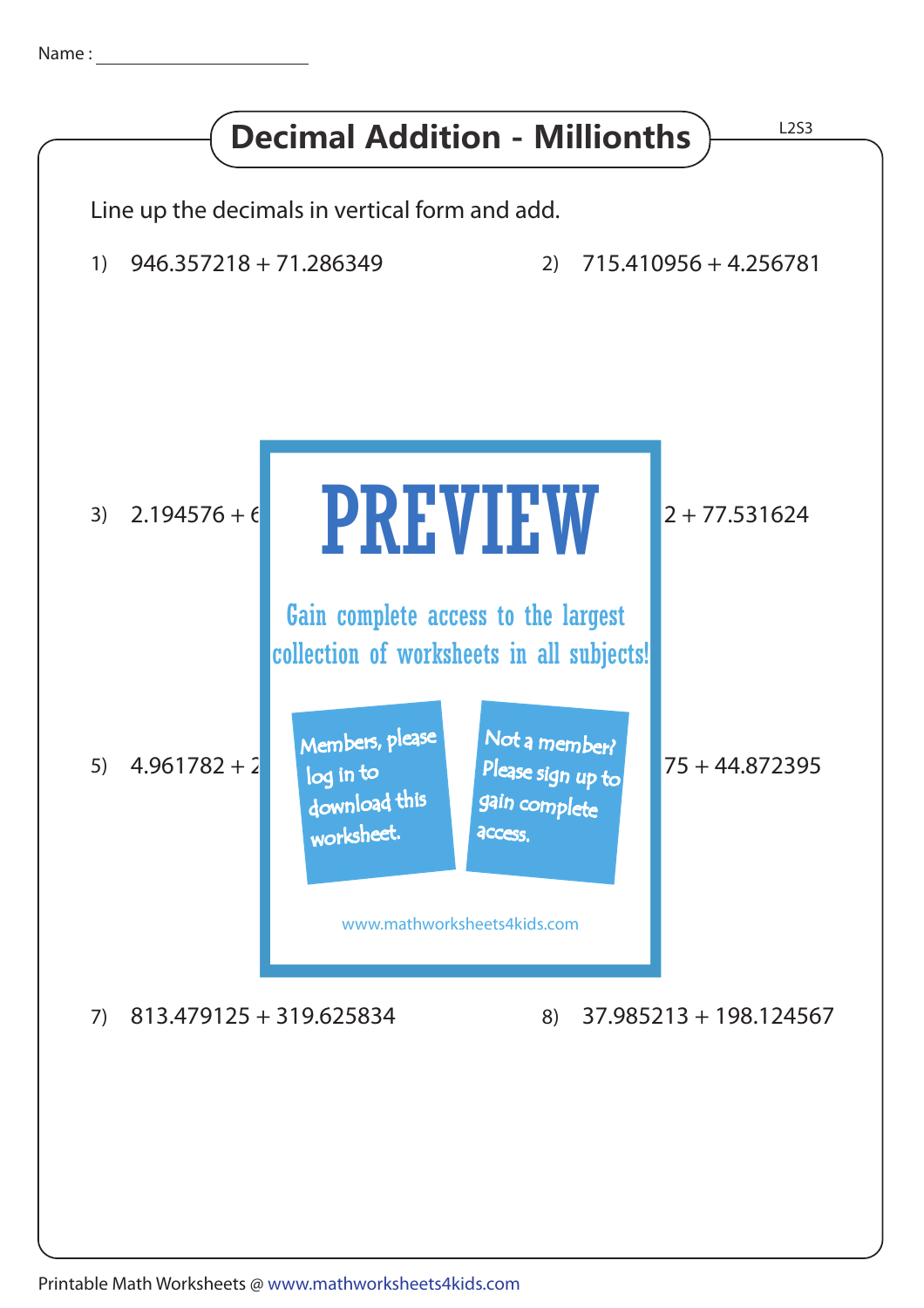Name : ______________________

# Decimal Addition - Millionths

L2S3

Line up the decimals in vertical form and add.

1) 946.357218 + 71.286349

2) 715.410956 + 4.256781

3) 2.194576 + 6

4) 2 + 77.531624

PREVIEW

Gain complete access to the largest collection of worksheets in all subjects!

Members, please log in to download this worksheet.

Not a member? Please sign up to gain complete access.

www.mathworksheets4kids.com

5) 4.961782 + 2

6) 75 + 44.872395

7) 813.479125 + 319.625834

8) 37.985213 + 198.124567

Printable Math Worksheets @ www.mathworksheets4kids.com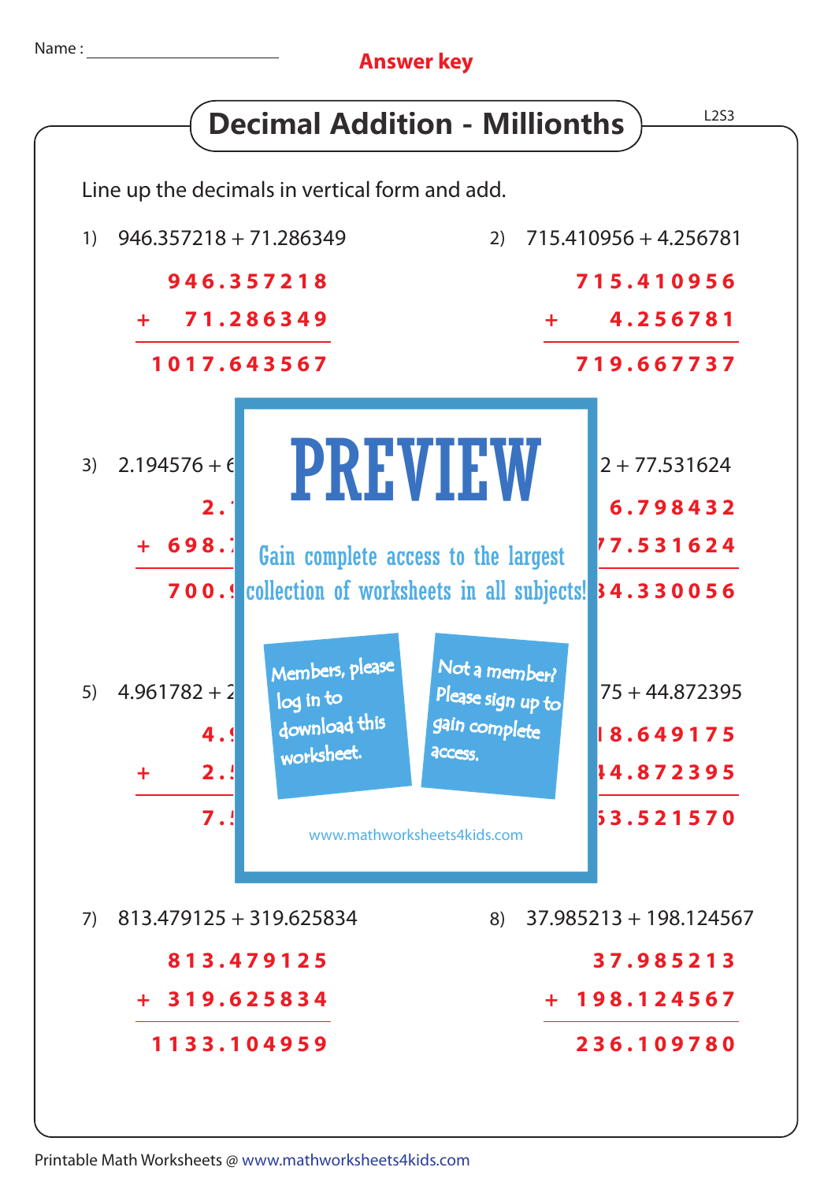Name : ____________________

**Answer key**

# Decimal Addition - Millionths

L2S3

Line up the decimals in vertical form and add.

1) 946.357218 + 71.286349

$$\begin{array}{r} 946.357218 \\ +\ 71.286349 \\ \hline 1017.643567 \end{array}$$

2) 715.410956 + 4.256781

$$\begin{array}{r} 715.410956 \\ +\ 4.256781 \\ \hline 719.667737 \end{array}$$

3) 2.194576 + 6

2.

+ 698.

700.

2 + 77.531624

6.798432

7.531624

4.330056

5) 4.961782 + 2

4.

+ 2.

7.

75 + 44.872395

8.649175

4.872395

3.521570

PREVIEW

Gain complete access to the largest collection of worksheets in all subjects!

Members, please log in to download this worksheet.

Not a member? Please sign up to gain complete access.

www.mathworksheets4kids.com

7) 813.479125 + 319.625834

$$\begin{array}{r} 813.479125 \\ +\ 319.625834 \\ \hline 1133.104959 \end{array}$$

8) 37.985213 + 198.124567

$$\begin{array}{r} 37.985213 \\ +\ 198.124567 \\ \hline 236.109780 \end{array}$$

Printable Math Worksheets @ www.mathworksheets4kids.com